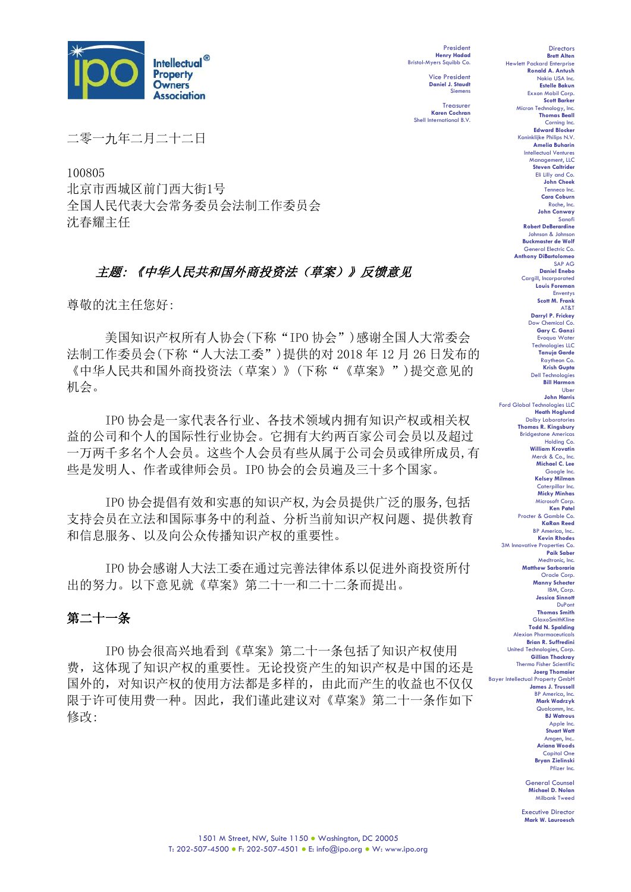Intellectual Property Owners Association

President
**Henry Hadad**
Bristol-Myers Squibb Co.

Vice President
**Daniel J. Staudt**
Siemens

Treasurer
**Karen Cochran**
Shell International B.V.

Directors
**Brett Alten**
Hewlett Packard Enterprise
**Ronald A. Antush**
Nokia USA Inc.
**Estelle Bakun**
Exxon Mobil Corp.
**Scott Barker**
Micron Technology, Inc.
**Thomas Beall**
Corning Inc.
**Edward Blocker**
Koninklijke Philips N.V.
**Amelia Buharin**
Intellectual Ventures Management, LLC
**Steven Caltrider**
Eli Lilly and Co.
**John Cheek**
Tenneco Inc.
**Cara Coburn**
Roche, Inc.
**John Conway**
Sanofi
**Robert DeBerardine**
Johnson & Johnson
**Buckmaster de Wolf**
General Electric Co.
**Anthony DiBartolomeo**
SAP AG
**Daniel Enebo**
Cargill, Incorporated
**Louis Foreman**
Enventys
**Scott M. Frank**
AT&T
**Darryl P. Frickey**
Dow Chemical Co.
**Gary C. Ganzi**
Evoqua Water Technologies LLC
**Tanuja Garde**
Raytheon Co.
**Krish Gupta**
Dell Technologies
**Bill Harmon**
Uber
**John Harris**
Ford Global Technologies LLC
**Heath Hoglund**
Dolby Laboratories
**Thomas R. Kingsbury**
Bridgestone Americas Holding Co.
**William Krovatin**
Merck & Co., Inc.
**Michael C. Lee**
Google Inc.
**Kelsey Milman**
Caterpillar Inc.
**Micky Minhas**
Microsoft Corp.
**Ken Patel**
Procter & Gamble Co.
**KaRan Reed**
BP America, Inc.
**Kevin Rhodes**
3M Innovative Properties Co.
**Paik Saber**
Medtronic, Inc.
**Matthew Sarboraria**
Oracle Corp.
**Manny Schecter**
IBM, Corp.
**Jessica Sinnott**
DuPont
**Thomas Smith**
GlaxoSmithKline
**Todd N. Spalding**
Alexion Pharmaceuticals
**Brian R. Suffredini**
United Technologies, Corp.
**Gillian Thackray**
Thermo Fisher Scientific
**Joerg Thomaier**
Bayer Intellectual Property GmbH
**James J. Trussell**
BP America, Inc.
**Mark Wadrzyk**
Qualcomm, Inc.
**BJ Watrous**
Apple Inc.
**Stuart Watt**
Amgen, Inc.
**Ariana Woods**
Capital One
**Bryan Zielinski**
Pfizer Inc.

General Counsel
**Michael D. Nolan**
Milbank Tweed

Executive Director
**Mark W. Lauroesch**

二零一九年二月二十二日

100805
北京市西城区前门西大街1号
全国人民代表大会常务委员会法制工作委员会
沈春耀主任

***主题：《中华人民共和国外商投资法（草案）》反馈意见***

尊敬的沈主任您好：

美国知识产权所有人协会(下称“IPO 协会”)感谢全国人大常委会法制工作委员会(下称“人大法工委”)提供的对 2018 年 12 月 26 日发布的《中华人民共和国外商投资法（草案）》（下称“《草案》”)提交意见的机会。

IPO 协会是一家代表各行业、各技术领域内拥有知识产权或相关权益的公司和个人的国际性行业协会。它拥有大约两百家公司会员以及超过一万两千多名个人会员。这些个人会员有些从属于公司会员或律所成员，有些是发明人、作者或律师会员。IPO 协会的会员遍及三十多个国家。

IPO 协会提倡有效和实惠的知识产权，为会员提供广泛的服务，包括支持会员在立法和国际事务中的利益、分析当前知识产权问题、提供教育和信息服务、以及向公众传播知识产权的重要性。

IPO 协会感谢人大法工委在通过完善法律体系以促进外商投资所付出的努力。以下意见就《草案》第二十一和二十二条而提出。

## 第二十一条

IPO 协会很高兴地看到《草案》第二十一条包括了知识产权使用费，这体现了知识产权的重要性。无论投资产生的知识产权是中国的还是国外的，对知识产权的使用方法都是多样的，由此而产生的收益也不仅仅限于许可使用费一种。因此，我们谨此建议对《草案》第二十一条作如下修改:

1501 M Street, NW, Suite 1150 • Washington, DC 20005
T: 202-507-4500 • F: 202-507-4501 • E: info@ipo.org • W: www.ipo.org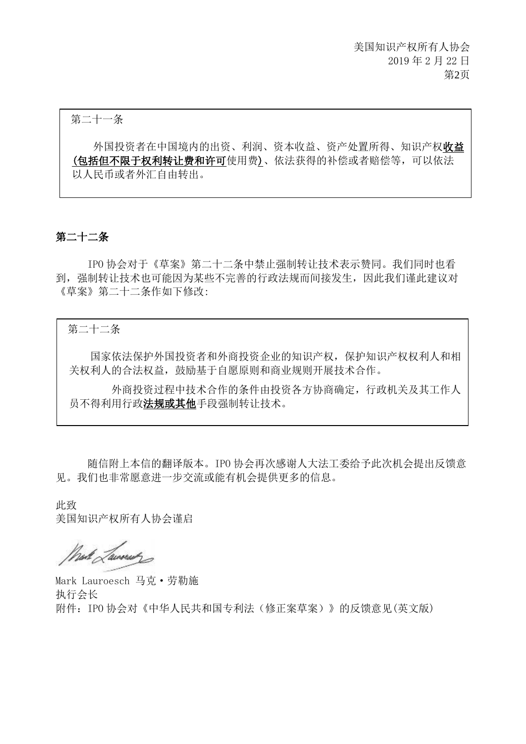> 第二十一条
>
> 外国投资者在中国境内的出资、利润、资本收益、资产处置所得、知识产权**收益(包括但不限于权利转让费和许可**使用费**)**、依法获得的补偿或者赔偿等，可以依法以人民币或者外汇自由转出。

**第二十二条**

IPO 协会对于《草案》第二十二条中禁止强制转让技术表示赞同。我们同时也看到，强制转让技术也可能因为某些不完善的行政法规而间接发生，因此我们谨此建议对《草案》第二十二条作如下修改:

> 第二十二条
>
> 国家依法保护外国投资者和外商投资企业的知识产权，保护知识产权权利人和相关权利人的合法权益，鼓励基于自愿原则和商业规则开展技术合作。
>
> 外商投资过程中技术合作的条件由投资各方协商确定，行政机关及其工作人员不得利用行政**法规或其他**手段强制转让技术。

随信附上本信的翻译版本。IPO 协会再次感谢人大法工委给予此次机会提出反馈意见。我们也非常愿意进一步交流或能有机会提供更多的信息。

此致
美国知识产权所有人协会谨启

Mark Lauroesch 马克・劳勒施
执行会长
附件：IPO 协会对《中华人民共和国专利法（修正案草案）》的反馈意见(英文版)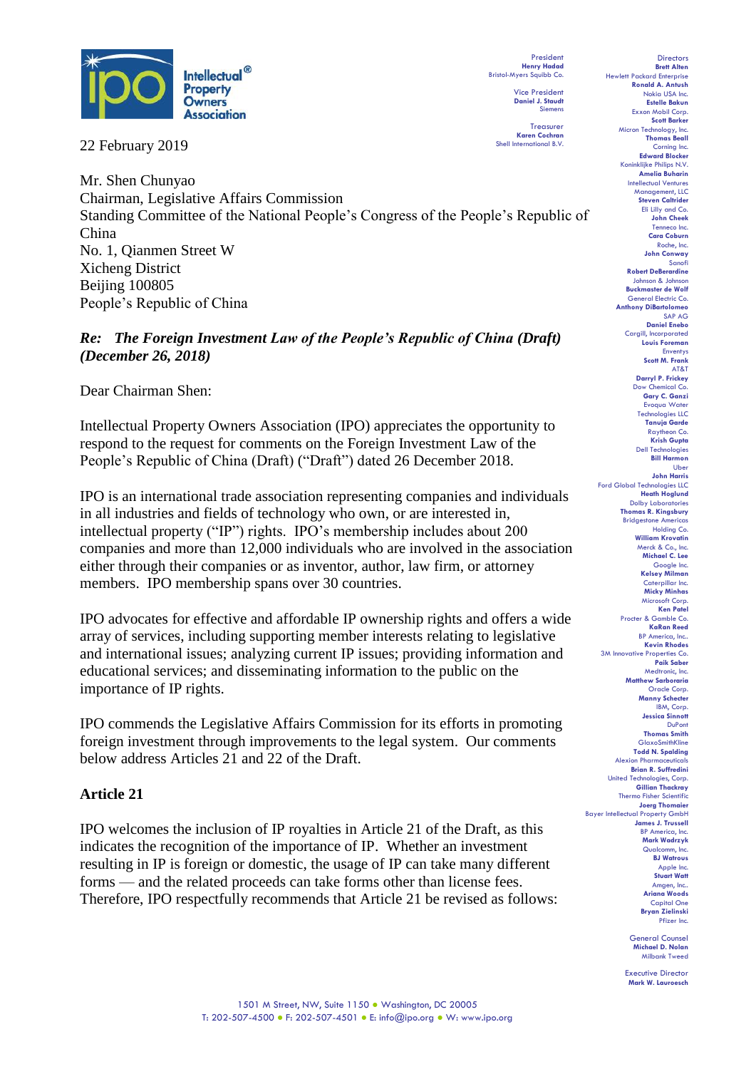President
**Henry Hadad**
Bristol-Myers Squibb Co.

Vice President
**Daniel J. Staudt**
Siemens

Treasurer
**Karen Cochran**
Shell International B.V.

Directors
**Brett Alten**
Hewlett Packard Enterprise
**Ronald A. Antush**
Nokia USA Inc.
**Estelle Bakun**
Exxon Mobil Corp.
**Scott Barker**
Micron Technology, Inc.
**Thomas Beall**
Corning Inc.
**Edward Blocker**
Koninklijke Philips N.V.
**Amelia Buharin**
Intellectual Ventures Management, LLC
**Steven Caltrider**
Eli Lilly and Co.
**John Cheek**
Tenneco Inc.
**Cara Coburn**
Roche, Inc.
**John Conway**
Sanofi
**Robert DeBerardine**
Johnson & Johnson
**Buckmaster de Wolf**
General Electric Co.
**Anthony DiBartolomeo**
SAP AG
**Daniel Enebo**
Cargill, Incorporated
**Louis Foreman**
Enventys
**Scott M. Frank**
AT&T
**Darryl P. Frickey**
Dow Chemical Co.
**Gary C. Ganzi**
Evoqua Water Technologies LLC
**Tanuja Garde**
Raytheon Co.
**Krish Gupta**
Dell Technologies
**Bill Harmon**
Uber
**John Harris**
Ford Global Technologies LLC
**Heath Hoglund**
Dolby Laboratories
**Thomas R. Kingsbury**
Bridgestone Americas Holding Co.
**William Krovatin**
Merck & Co., Inc.
**Michael C. Lee**
Google Inc.
**Kelsey Milman**
Caterpillar Inc.
**Micky Minhas**
Microsoft Corp.
**Ken Patel**
Procter & Gamble Co.
**KaRan Reed**
BP America, Inc..
**Kevin Rhodes**
3M Innovative Properties Co.
**Paik Saber**
Medtronic, Inc.
**Matthew Sarboraria**
Oracle Corp.
**Manny Schecter**
IBM, Corp.
**Jessica Sinnott**
DuPont
**Thomas Smith**
GlaxoSmithKline
**Todd N. Spalding**
Alexion Pharmaceuticals
**Brian R. Suffredini**
United Technologies, Corp.
**Gillian Thackray**
Thermo Fisher Scientific
**Joerg Thomaier**
Bayer Intellectual Property GmbH
**James J. Trussell**
BP America, Inc.
**Mark Wadrzyk**
Qualcomm, Inc.
**BJ Watrous**
Apple Inc.
**Stuart Watt**
Amgen, Inc..
**Ariana Woods**
Capital One
**Bryan Zielinski**
Pfizer Inc.

General Counsel
**Michael D. Nolan**
Milbank Tweed

Executive Director
**Mark W. Lauroesch**

22 February 2019

Mr. Shen Chunyao
Chairman, Legislative Affairs Commission
Standing Committee of the National People's Congress of the People's Republic of China
No. 1, Qianmen Street W
Xicheng District
Beijing 100805
People's Republic of China

***Re: The Foreign Investment Law of the People's Republic of China (Draft) (December 26, 2018)***

Dear Chairman Shen:

Intellectual Property Owners Association (IPO) appreciates the opportunity to respond to the request for comments on the Foreign Investment Law of the People's Republic of China (Draft) ("Draft") dated 26 December 2018.

IPO is an international trade association representing companies and individuals in all industries and fields of technology who own, or are interested in, intellectual property ("IP") rights. IPO's membership includes about 200 companies and more than 12,000 individuals who are involved in the association either through their companies or as inventor, author, law firm, or attorney members. IPO membership spans over 30 countries.

IPO advocates for effective and affordable IP ownership rights and offers a wide array of services, including supporting member interests relating to legislative and international issues; analyzing current IP issues; providing information and educational services; and disseminating information to the public on the importance of IP rights.

IPO commends the Legislative Affairs Commission for its efforts in promoting foreign investment through improvements to the legal system. Our comments below address Articles 21 and 22 of the Draft.

## Article 21

IPO welcomes the inclusion of IP royalties in Article 21 of the Draft, as this indicates the recognition of the importance of IP. Whether an investment resulting in IP is foreign or domestic, the usage of IP can take many different forms — and the related proceeds can take forms other than license fees. Therefore, IPO respectfully recommends that Article 21 be revised as follows:

1501 M Street, NW, Suite 1150 • Washington, DC 20005
T: 202-507-4500 • F: 202-507-4501 • E: info@ipo.org • W: www.ipo.org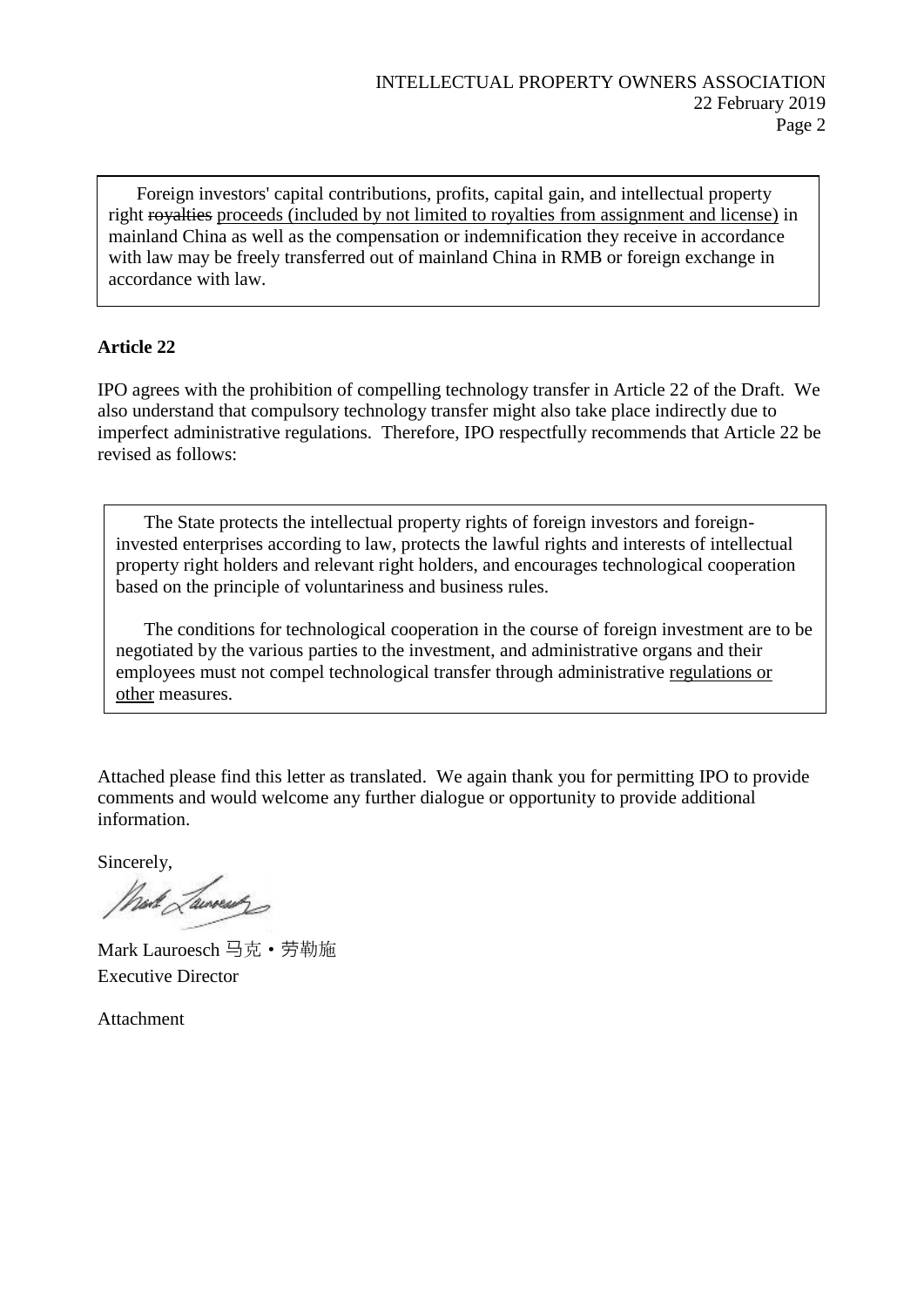> Foreign investors' capital contributions, profits, capital gain, and intellectual property right ~~royalties~~ <u>proceeds (included by not limited to royalties from assignment and license)</u> in mainland China as well as the compensation or indemnification they receive in accordance with law may be freely transferred out of mainland China in RMB or foreign exchange in accordance with law.

**Article 22**

IPO agrees with the prohibition of compelling technology transfer in Article 22 of the Draft. We also understand that compulsory technology transfer might also take place indirectly due to imperfect administrative regulations. Therefore, IPO respectfully recommends that Article 22 be revised as follows:

> The State protects the intellectual property rights of foreign investors and foreign-invested enterprises according to law, protects the lawful rights and interests of intellectual property right holders and relevant right holders, and encourages technological cooperation based on the principle of voluntariness and business rules.
>
> The conditions for technological cooperation in the course of foreign investment are to be negotiated by the various parties to the investment, and administrative organs and their employees must not compel technological transfer through administrative <u>regulations or other</u> measures.

Attached please find this letter as translated. We again thank you for permitting IPO to provide comments and would welcome any further dialogue or opportunity to provide additional information.

Sincerely,

Mark Lauroesch 马克•劳勒施
Executive Director

Attachment